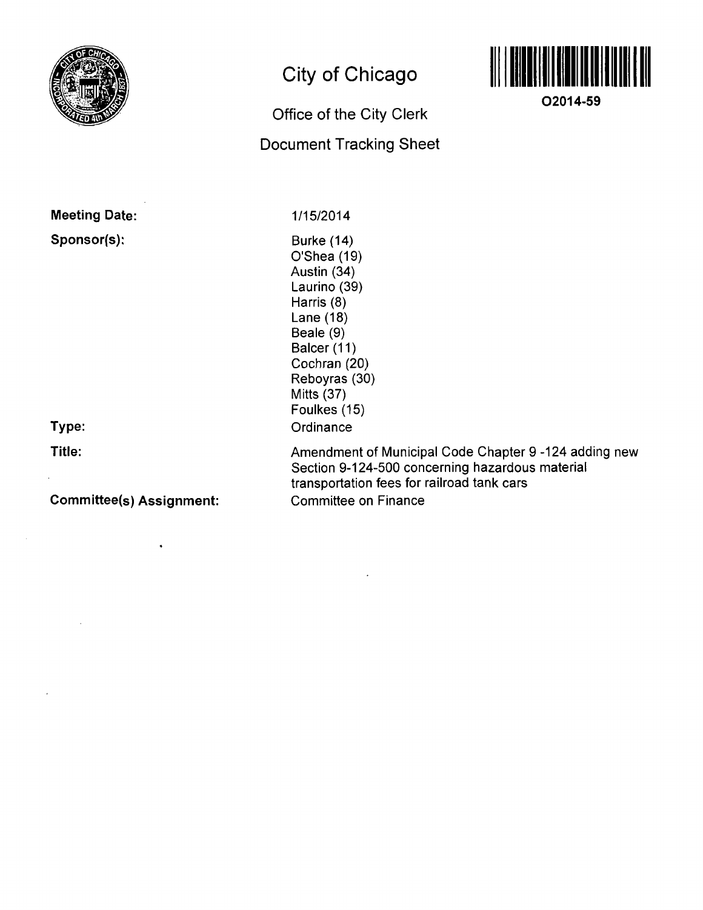# City of Chicago

## Office of the City Clerk

## Document Tracking Sheet

O2014-59

**Meeting Date:** 1/15/2014

**Sponsor(s):**
Burke (14)
O'Shea (19)
Austin (34)
Laurino (39)
Harris (8)
Lane (18)
Beale (9)
Balcer (11)
Cochran (20)
Reboyras (30)
Mitts (37)
Foulkes (15)

**Type:** Ordinance

**Title:** Amendment of Municipal Code Chapter 9 -124 adding new Section 9-124-500 concerning hazardous material transportation fees for railroad tank cars

**Committee(s) Assignment:** Committee on Finance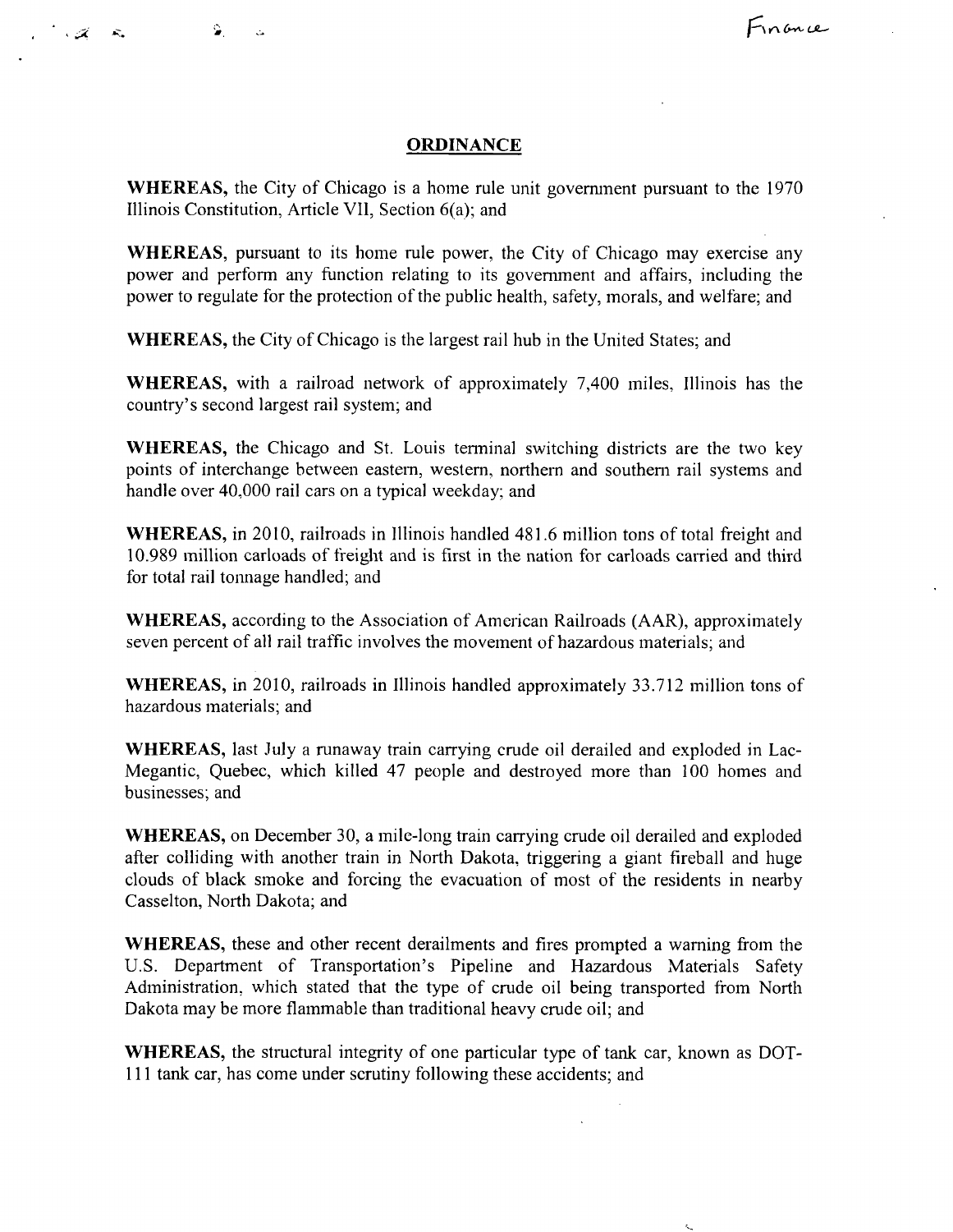Finance

## ORDINANCE

**WHEREAS,** the City of Chicago is a home rule unit government pursuant to the 1970 Illinois Constitution, Article VII, Section 6(a); and

**WHEREAS,** pursuant to its home rule power, the City of Chicago may exercise any power and perform any function relating to its government and affairs, including the power to regulate for the protection of the public health, safety, morals, and welfare; and

**WHEREAS,** the City of Chicago is the largest rail hub in the United States; and

**WHEREAS,** with a railroad network of approximately 7,400 miles, Illinois has the country's second largest rail system; and

**WHEREAS,** the Chicago and St. Louis terminal switching districts are the two key points of interchange between eastern, western, northern and southern rail systems and handle over 40,000 rail cars on a typical weekday; and

**WHEREAS,** in 2010, railroads in Illinois handled 481.6 million tons of total freight and 10.989 million carloads of freight and is first in the nation for carloads carried and third for total rail tonnage handled; and

**WHEREAS,** according to the Association of American Railroads (AAR), approximately seven percent of all rail traffic involves the movement of hazardous materials; and

**WHEREAS,** in 2010, railroads in Illinois handled approximately 33.712 million tons of hazardous materials; and

**WHEREAS,** last July a runaway train carrying crude oil derailed and exploded in Lac-Megantic, Quebec, which killed 47 people and destroyed more than 100 homes and businesses; and

**WHEREAS,** on December 30, a mile-long train carrying crude oil derailed and exploded after colliding with another train in North Dakota, triggering a giant fireball and huge clouds of black smoke and forcing the evacuation of most of the residents in nearby Casselton, North Dakota; and

**WHEREAS,** these and other recent derailments and fires prompted a warning from the U.S. Department of Transportation's Pipeline and Hazardous Materials Safety Administration, which stated that the type of crude oil being transported from North Dakota may be more flammable than traditional heavy crude oil; and

**WHEREAS,** the structural integrity of one particular type of tank car, known as DOT-111 tank car, has come under scrutiny following these accidents; and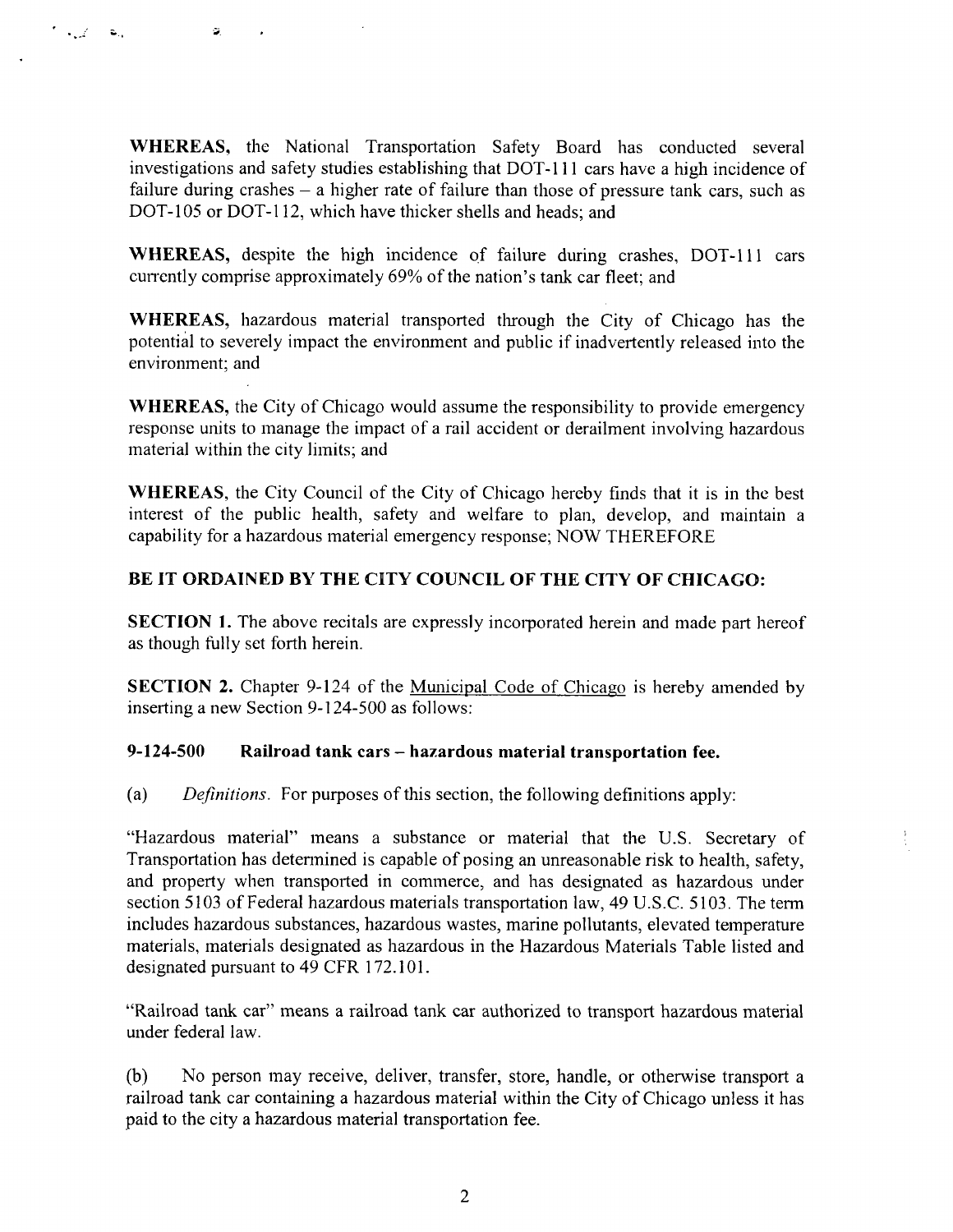**WHEREAS,** the National Transportation Safety Board has conducted several investigations and safety studies establishing that DOT-111 cars have a high incidence of failure during crashes – a higher rate of failure than those of pressure tank cars, such as DOT-105 or DOT-112, which have thicker shells and heads; and

**WHEREAS,** despite the high incidence of failure during crashes, DOT-111 cars currently comprise approximately 69% of the nation's tank car fleet; and

**WHEREAS,** hazardous material transported through the City of Chicago has the potential to severely impact the environment and public if inadvertently released into the environment; and

**WHEREAS,** the City of Chicago would assume the responsibility to provide emergency response units to manage the impact of a rail accident or derailment involving hazardous material within the city limits; and

**WHEREAS,** the City Council of the City of Chicago hereby finds that it is in the best interest of the public health, safety and welfare to plan, develop, and maintain a capability for a hazardous material emergency response; NOW THEREFORE

**BE IT ORDAINED BY THE CITY COUNCIL OF THE CITY OF CHICAGO:**

**SECTION 1.** The above recitals are expressly incorporated herein and made part hereof as though fully set forth herein.

**SECTION 2.** Chapter 9-124 of the Municipal Code of Chicago is hereby amended by inserting a new Section 9-124-500 as follows:

**9-124-500 Railroad tank cars – hazardous material transportation fee.**

(a) *Definitions.* For purposes of this section, the following definitions apply:

"Hazardous material" means a substance or material that the U.S. Secretary of Transportation has determined is capable of posing an unreasonable risk to health, safety, and property when transported in commerce, and has designated as hazardous under section 5103 of Federal hazardous materials transportation law, 49 U.S.C. 5103. The term includes hazardous substances, hazardous wastes, marine pollutants, elevated temperature materials, materials designated as hazardous in the Hazardous Materials Table listed and designated pursuant to 49 CFR 172.101.

"Railroad tank car" means a railroad tank car authorized to transport hazardous material under federal law.

(b) No person may receive, deliver, transfer, store, handle, or otherwise transport a railroad tank car containing a hazardous material within the City of Chicago unless it has paid to the city a hazardous material transportation fee.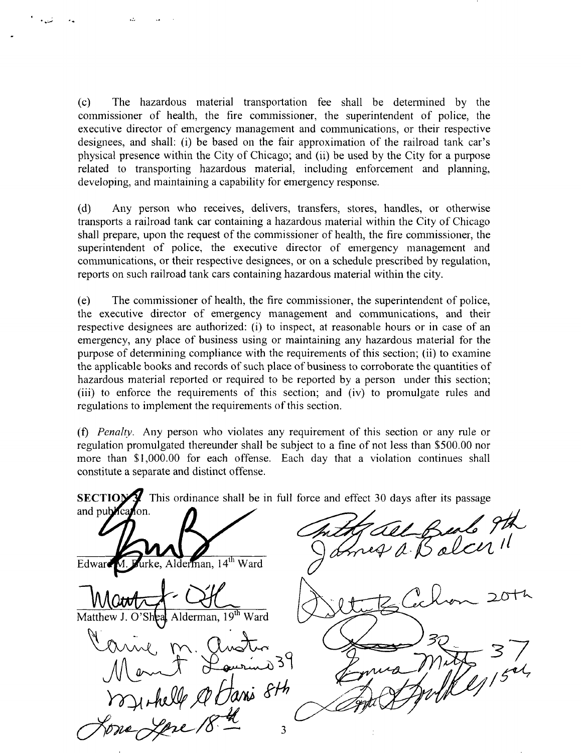(c) The hazardous material transportation fee shall be determined by the commissioner of health, the fire commissioner, the superintendent of police, the executive director of emergency management and communications, or their respective designees, and shall: (i) be based on the fair approximation of the railroad tank car's physical presence within the City of Chicago; and (ii) be used by the City for a purpose related to transporting hazardous material, including enforcement and planning, developing, and maintaining a capability for emergency response.

(d) Any person who receives, delivers, transfers, stores, handles, or otherwise transports a railroad tank car containing a hazardous material within the City of Chicago shall prepare, upon the request of the commissioner of health, the fire commissioner, the superintendent of police, the executive director of emergency management and communications, or their respective designees, or on a schedule prescribed by regulation, reports on such railroad tank cars containing hazardous material within the city.

(e) The commissioner of health, the fire commissioner, the superintendent of police, the executive director of emergency management and communications, and their respective designees are authorized: (i) to inspect, at reasonable hours or in case of an emergency, any place of business using or maintaining any hazardous material for the purpose of determining compliance with the requirements of this section; (ii) to examine the applicable books and records of such place of business to corroborate the quantities of hazardous material reported or required to be reported by a person under this section; (iii) to enforce the requirements of this section; and (iv) to promulgate rules and regulations to implement the requirements of this section.

(f) *Penalty*. Any person who violates any requirement of this section or any rule or regulation promulgated thereunder shall be subject to a fine of not less than $500.00 nor more than $1,000.00 for each offense. Each day that a violation continues shall constitute a separate and distinct offense.

**SECTION 3.** This ordinance shall be in full force and effect 30 days after its passage and publication.

Edward M. Burke, Alderman, 14th Ward

Matthew J. O'Shea, Alderman, 19th Ward